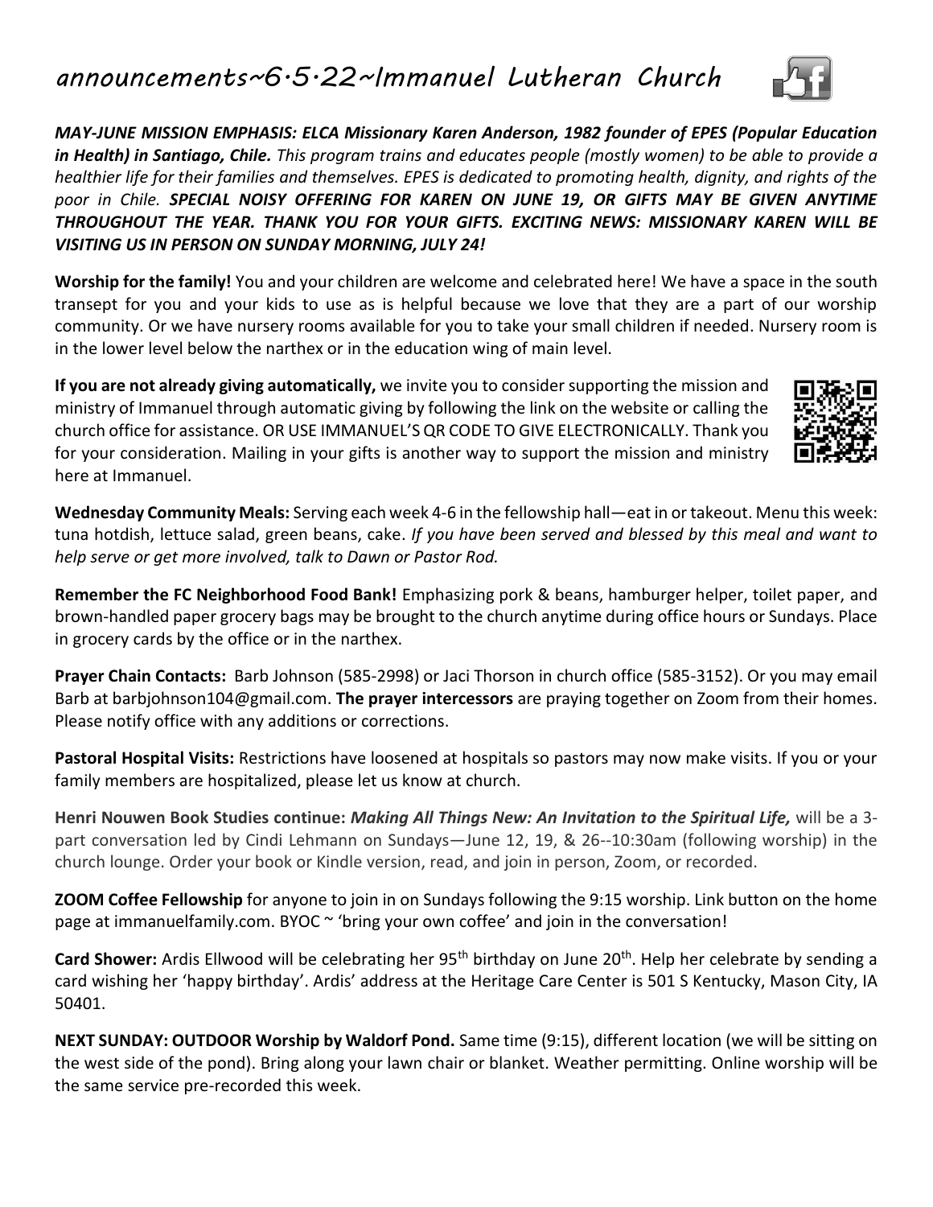# announcements~6·5·22~Immanuel Lutheran Church

***MAY-JUNE MISSION EMPHASIS: ELCA Missionary Karen Anderson, 1982 founder of EPES (Popular Education in Health) in Santiago, Chile.*** *This program trains and educates people (mostly women) to be able to provide a healthier life for their families and themselves. EPES is dedicated to promoting health, dignity, and rights of the poor in Chile.* ***SPECIAL NOISY OFFERING FOR KAREN ON JUNE 19, OR GIFTS MAY BE GIVEN ANYTIME THROUGHOUT THE YEAR. THANK YOU FOR YOUR GIFTS. EXCITING NEWS: MISSIONARY KAREN WILL BE VISITING US IN PERSON ON SUNDAY MORNING, JULY 24!***

**Worship for the family!** You and your children are welcome and celebrated here! We have a space in the south transept for you and your kids to use as is helpful because we love that they are a part of our worship community. Or we have nursery rooms available for you to take your small children if needed. Nursery room is in the lower level below the narthex or in the education wing of main level.

**If you are not already giving automatically,** we invite you to consider supporting the mission and ministry of Immanuel through automatic giving by following the link on the website or calling the church office for assistance. OR USE IMMANUEL'S QR CODE TO GIVE ELECTRONICALLY. Thank you for your consideration. Mailing in your gifts is another way to support the mission and ministry here at Immanuel.

**Wednesday Community Meals:** Serving each week 4-6 in the fellowship hall—eat in or takeout. Menu this week: tuna hotdish, lettuce salad, green beans, cake. *If you have been served and blessed by this meal and want to help serve or get more involved, talk to Dawn or Pastor Rod.*

**Remember the FC Neighborhood Food Bank!** Emphasizing pork & beans, hamburger helper, toilet paper, and brown-handled paper grocery bags may be brought to the church anytime during office hours or Sundays. Place in grocery cards by the office or in the narthex.

**Prayer Chain Contacts:** Barb Johnson (585-2998) or Jaci Thorson in church office (585-3152). Or you may email Barb at barbjohnson104@gmail.com. **The prayer intercessors** are praying together on Zoom from their homes. Please notify office with any additions or corrections.

**Pastoral Hospital Visits:** Restrictions have loosened at hospitals so pastors may now make visits. If you or your family members are hospitalized, please let us know at church.

**Henri Nouwen Book Studies continue:** ***Making All Things New: An Invitation to the Spiritual Life,*** will be a 3-part conversation led by Cindi Lehmann on Sundays—June 12, 19, & 26--10:30am (following worship) in the church lounge. Order your book or Kindle version, read, and join in person, Zoom, or recorded.

**ZOOM Coffee Fellowship** for anyone to join in on Sundays following the 9:15 worship. Link button on the home page at immanuelfamily.com. BYOC ~ 'bring your own coffee' and join in the conversation!

**Card Shower:** Ardis Ellwood will be celebrating her 95th birthday on June 20th. Help her celebrate by sending a card wishing her 'happy birthday'. Ardis' address at the Heritage Care Center is 501 S Kentucky, Mason City, IA 50401.

**NEXT SUNDAY: OUTDOOR Worship by Waldorf Pond.** Same time (9:15), different location (we will be sitting on the west side of the pond). Bring along your lawn chair or blanket. Weather permitting. Online worship will be the same service pre-recorded this week.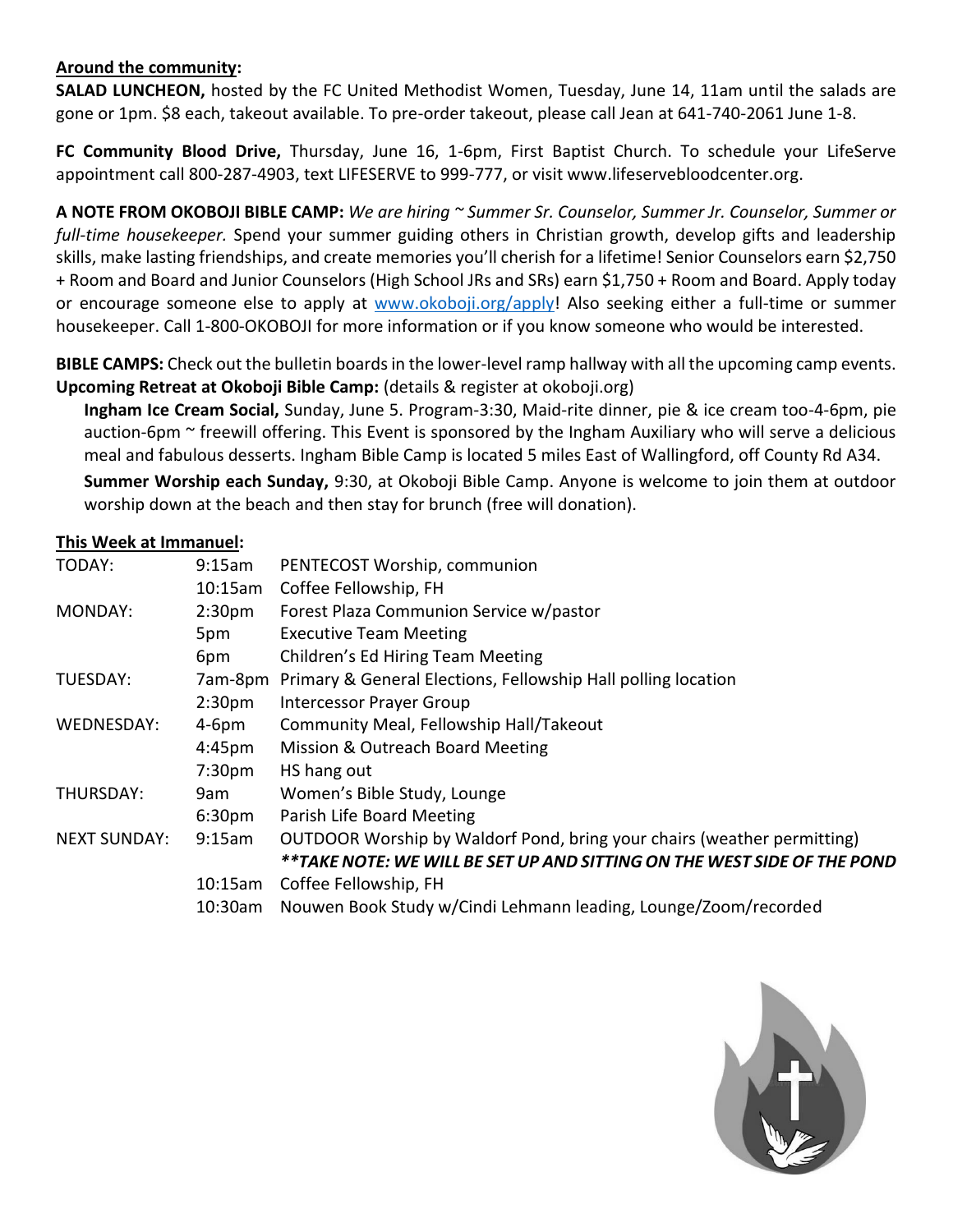**Around the community:**

**SALAD LUNCHEON,** hosted by the FC United Methodist Women, Tuesday, June 14, 11am until the salads are gone or 1pm. $8 each, takeout available. To pre-order takeout, please call Jean at 641-740-2061 June 1-8.

**FC Community Blood Drive,** Thursday, June 16, 1-6pm, First Baptist Church. To schedule your LifeServe appointment call 800-287-4903, text LIFESERVE to 999-777, or visit www.lifeservebloodcenter.org.

**A NOTE FROM OKOBOJI BIBLE CAMP:** *We are hiring ~ Summer Sr. Counselor, Summer Jr. Counselor, Summer or full-time housekeeper.* Spend your summer guiding others in Christian growth, develop gifts and leadership skills, make lasting friendships, and create memories you'll cherish for a lifetime! Senior Counselors earn $2,750 + Room and Board and Junior Counselors (High School JRs and SRs) earn $1,750 + Room and Board. Apply today or encourage someone else to apply at www.okoboji.org/apply! Also seeking either a full-time or summer housekeeper. Call 1-800-OKOBOJI for more information or if you know someone who would be interested.

**BIBLE CAMPS:** Check out the bulletin boards in the lower-level ramp hallway with all the upcoming camp events.
**Upcoming Retreat at Okoboji Bible Camp:** (details & register at okoboji.org)

**Ingham Ice Cream Social,** Sunday, June 5. Program-3:30, Maid-rite dinner, pie & ice cream too-4-6pm, pie auction-6pm ~ freewill offering. This Event is sponsored by the Ingham Auxiliary who will serve a delicious meal and fabulous desserts. Ingham Bible Camp is located 5 miles East of Wallingford, off County Rd A34.

**Summer Worship each Sunday,** 9:30, at Okoboji Bible Camp. Anyone is welcome to join them at outdoor worship down at the beach and then stay for brunch (free will donation).

**This Week at Immanuel:**

| | | |
|---|---|---|
| TODAY: | 9:15am | PENTECOST Worship, communion |
| | 10:15am | Coffee Fellowship, FH |
| MONDAY: | 2:30pm | Forest Plaza Communion Service w/pastor |
| | 5pm | Executive Team Meeting |
| | 6pm | Children's Ed Hiring Team Meeting |
| TUESDAY: | 7am-8pm | Primary & General Elections, Fellowship Hall polling location |
| | 2:30pm | Intercessor Prayer Group |
| WEDNESDAY: | 4-6pm | Community Meal, Fellowship Hall/Takeout |
| | 4:45pm | Mission & Outreach Board Meeting |
| | 7:30pm | HS hang out |
| THURSDAY: | 9am | Women's Bible Study, Lounge |
| | 6:30pm | Parish Life Board Meeting |
| NEXT SUNDAY: | 9:15am | OUTDOOR Worship by Waldorf Pond, bring your chairs (weather permitting) ***\*\*TAKE NOTE: WE WILL BE SET UP AND SITTING ON THE WEST SIDE OF THE POND*** |
| | 10:15am | Coffee Fellowship, FH |
| | 10:30am | Nouwen Book Study w/Cindi Lehmann leading, Lounge/Zoom/recorded |